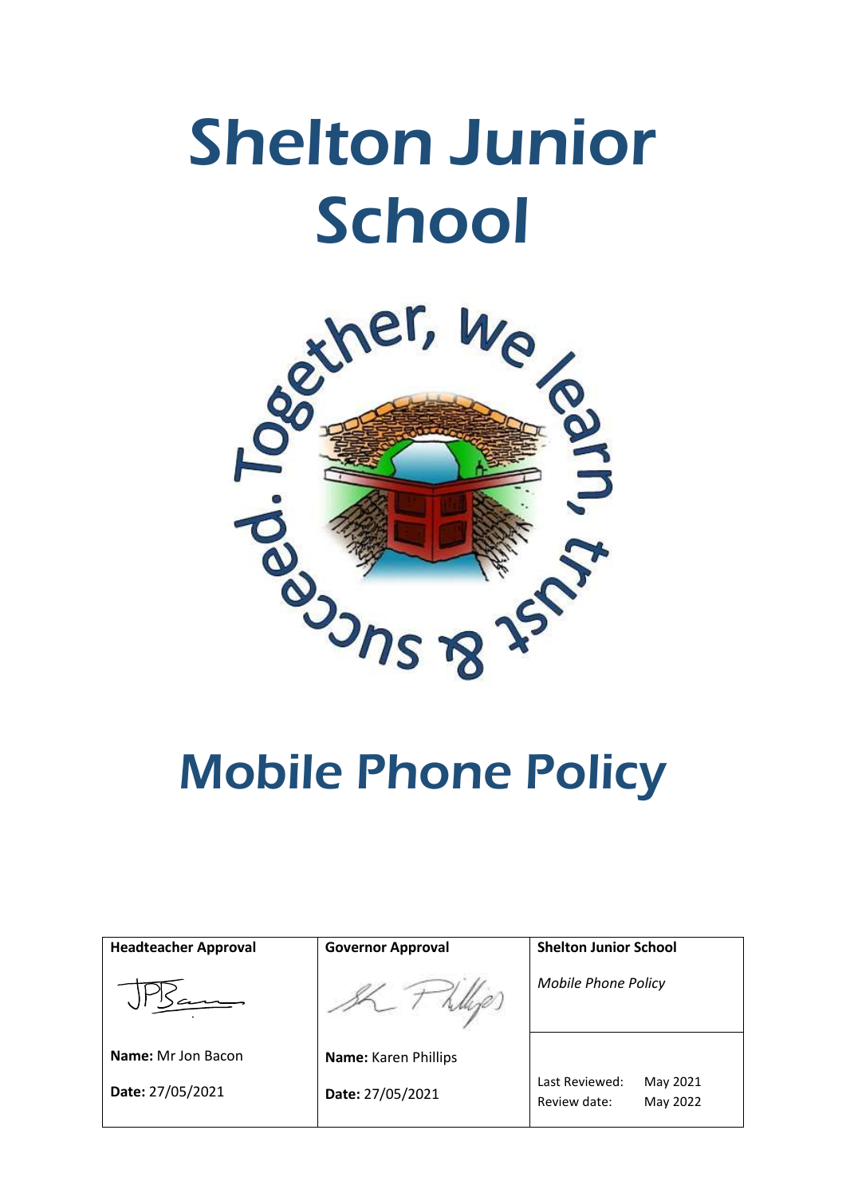# Shelton Junior School

Together, we learn, trust & succeed.

# Mobile Phone Policy

| Headteacher Approval | Governor Approval | Shelton Junior School |
|---|---|---|
| | | *Mobile Phone Policy* |
| **Name:** Mr Jon Bacon | **Name:** Karen Phillips | |
| **Date:** 27/05/2021 | **Date:** 27/05/2021 | Last Reviewed: May 2021<br>Review date: May 2022 |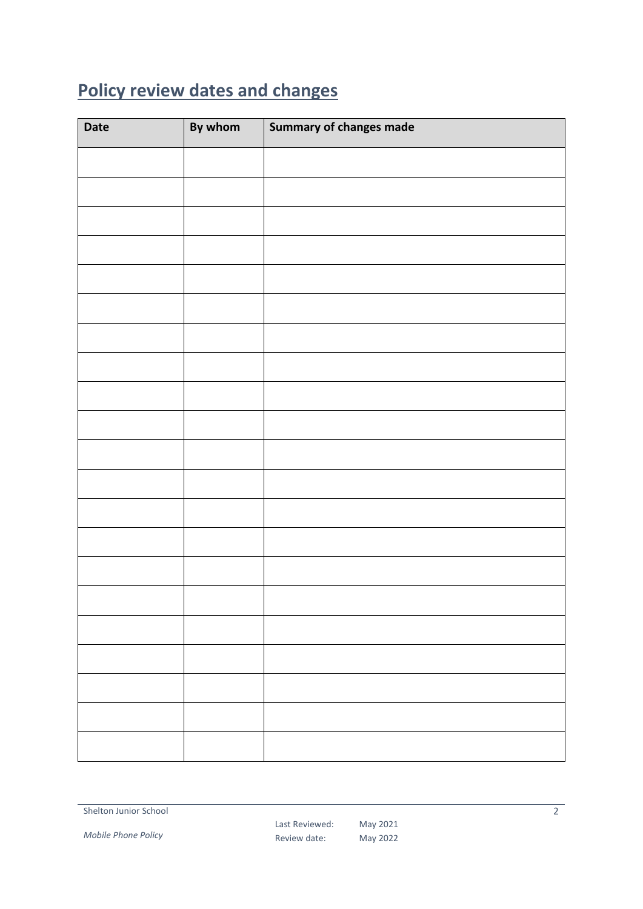## Policy review dates and changes

| Date | By whom | Summary of changes made |
|---|---|---|
| | | |
| | | |
| | | |
| | | |
| | | |
| | | |
| | | |
| | | |
| | | |
| | | |
| | | |
| | | |
| | | |
| | | |
| | | |
| | | |
| | | |
| | | |
| | | |
| | | |
| | | |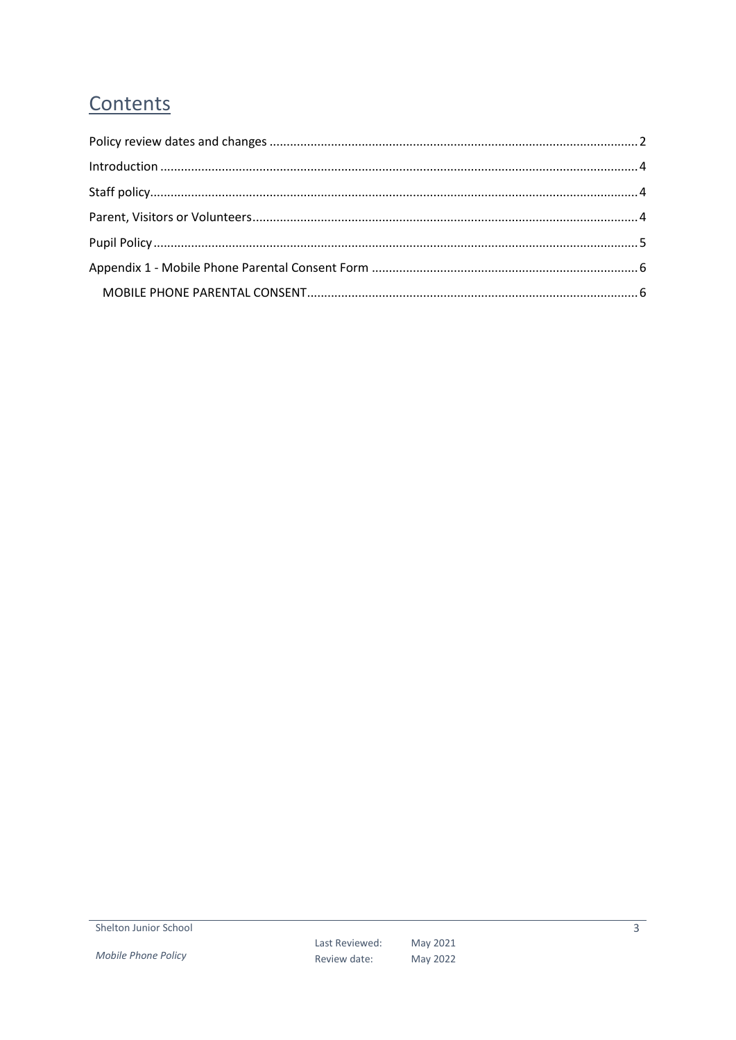# Contents

- Policy review dates and changes ..... 2
- Introduction ..... 4
- Staff policy ..... 4
- Parent, Visitors or Volunteers ..... 4
- Pupil Policy ..... 5
- Appendix 1 - Mobile Phone Parental Consent Form ..... 6
  - MOBILE PHONE PARENTAL CONSENT ..... 6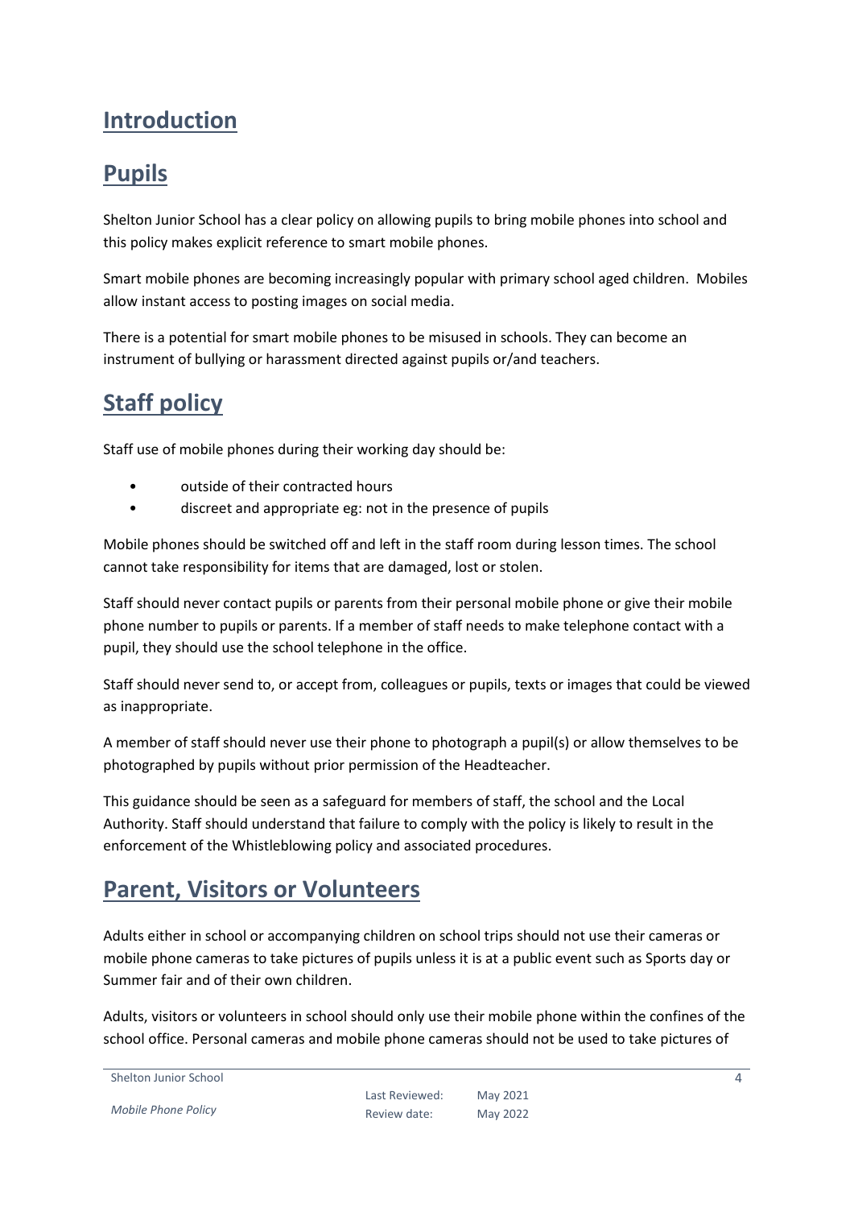## Introduction

## Pupils

Shelton Junior School has a clear policy on allowing pupils to bring mobile phones into school and this policy makes explicit reference to smart mobile phones.

Smart mobile phones are becoming increasingly popular with primary school aged children. Mobiles allow instant access to posting images on social media.

There is a potential for smart mobile phones to be misused in schools. They can become an instrument of bullying or harassment directed against pupils or/and teachers.

## Staff policy

Staff use of mobile phones during their working day should be:

- outside of their contracted hours
- discreet and appropriate eg: not in the presence of pupils

Mobile phones should be switched off and left in the staff room during lesson times. The school cannot take responsibility for items that are damaged, lost or stolen.

Staff should never contact pupils or parents from their personal mobile phone or give their mobile phone number to pupils or parents. If a member of staff needs to make telephone contact with a pupil, they should use the school telephone in the office.

Staff should never send to, or accept from, colleagues or pupils, texts or images that could be viewed as inappropriate.

A member of staff should never use their phone to photograph a pupil(s) or allow themselves to be photographed by pupils without prior permission of the Headteacher.

This guidance should be seen as a safeguard for members of staff, the school and the Local Authority. Staff should understand that failure to comply with the policy is likely to result in the enforcement of the Whistleblowing policy and associated procedures.

## Parent, Visitors or Volunteers

Adults either in school or accompanying children on school trips should not use their cameras or mobile phone cameras to take pictures of pupils unless it is at a public event such as Sports day or Summer fair and of their own children.

Adults, visitors or volunteers in school should only use their mobile phone within the confines of the school office. Personal cameras and mobile phone cameras should not be used to take pictures of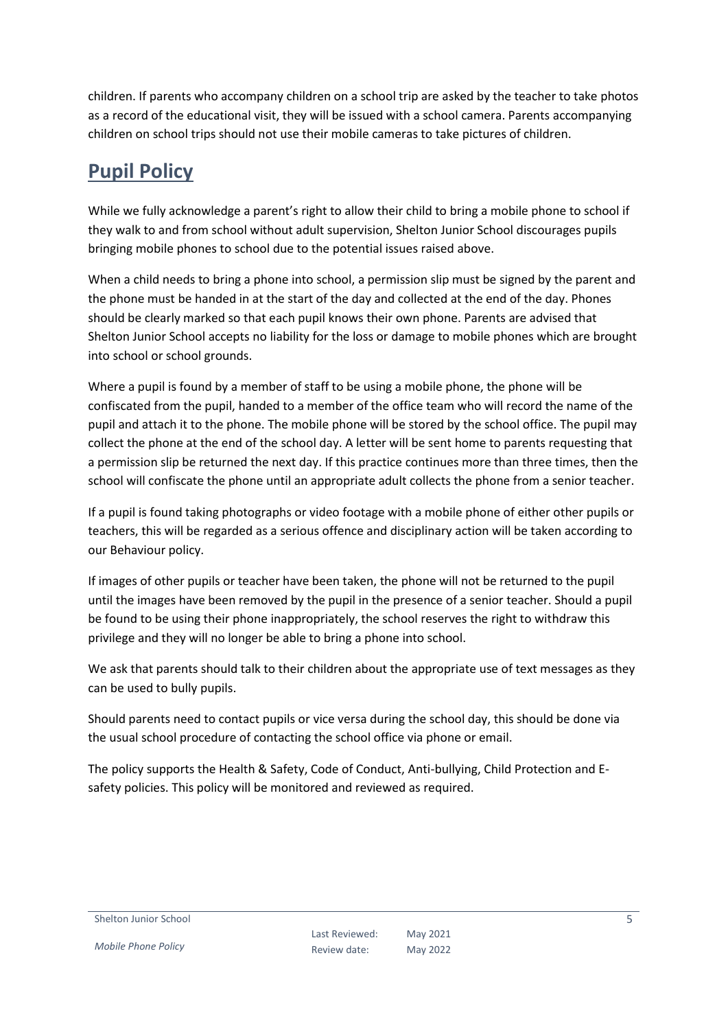children. If parents who accompany children on a school trip are asked by the teacher to take photos as a record of the educational visit, they will be issued with a school camera. Parents accompanying children on school trips should not use their mobile cameras to take pictures of children.

## Pupil Policy

While we fully acknowledge a parent's right to allow their child to bring a mobile phone to school if they walk to and from school without adult supervision, Shelton Junior School discourages pupils bringing mobile phones to school due to the potential issues raised above.

When a child needs to bring a phone into school, a permission slip must be signed by the parent and the phone must be handed in at the start of the day and collected at the end of the day. Phones should be clearly marked so that each pupil knows their own phone. Parents are advised that Shelton Junior School accepts no liability for the loss or damage to mobile phones which are brought into school or school grounds.

Where a pupil is found by a member of staff to be using a mobile phone, the phone will be confiscated from the pupil, handed to a member of the office team who will record the name of the pupil and attach it to the phone. The mobile phone will be stored by the school office. The pupil may collect the phone at the end of the school day. A letter will be sent home to parents requesting that a permission slip be returned the next day. If this practice continues more than three times, then the school will confiscate the phone until an appropriate adult collects the phone from a senior teacher.

If a pupil is found taking photographs or video footage with a mobile phone of either other pupils or teachers, this will be regarded as a serious offence and disciplinary action will be taken according to our Behaviour policy.

If images of other pupils or teacher have been taken, the phone will not be returned to the pupil until the images have been removed by the pupil in the presence of a senior teacher. Should a pupil be found to be using their phone inappropriately, the school reserves the right to withdraw this privilege and they will no longer be able to bring a phone into school.

We ask that parents should talk to their children about the appropriate use of text messages as they can be used to bully pupils.

Should parents need to contact pupils or vice versa during the school day, this should be done via the usual school procedure of contacting the school office via phone or email.

The policy supports the Health & Safety, Code of Conduct, Anti-bullying, Child Protection and E-safety policies. This policy will be monitored and reviewed as required.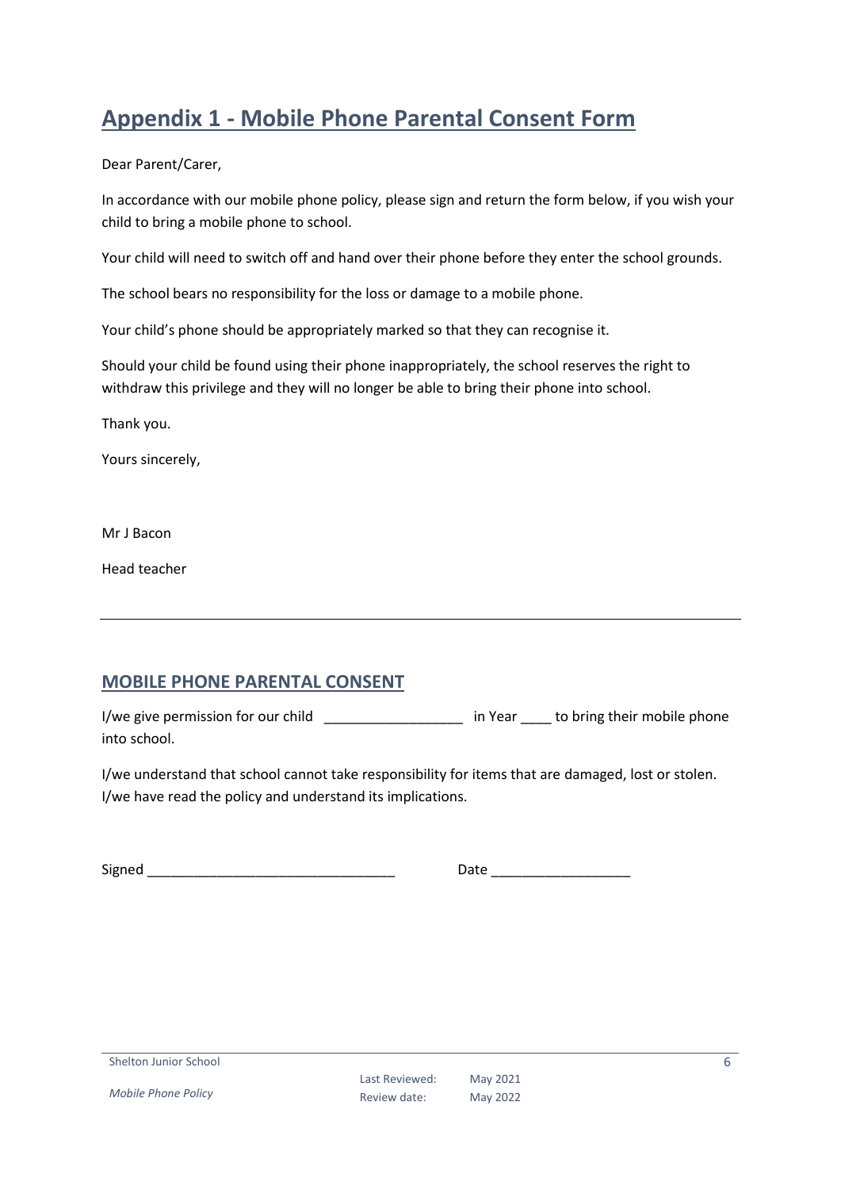# Appendix 1 - Mobile Phone Parental Consent Form

Dear Parent/Carer,

In accordance with our mobile phone policy, please sign and return the form below, if you wish your child to bring a mobile phone to school.

Your child will need to switch off and hand over their phone before they enter the school grounds.

The school bears no responsibility for the loss or damage to a mobile phone.

Your child's phone should be appropriately marked so that they can recognise it.

Should your child be found using their phone inappropriately, the school reserves the right to withdraw this privilege and they will no longer be able to bring their phone into school.

Thank you.

Yours sincerely,

Mr J Bacon

Head teacher

---

## MOBILE PHONE PARENTAL CONSENT

I/we give permission for our child __________________ in Year ____ to bring their mobile phone into school.

I/we understand that school cannot take responsibility for items that are damaged, lost or stolen. I/we have read the policy and understand its implications.

Signed ________________________________ Date __________________